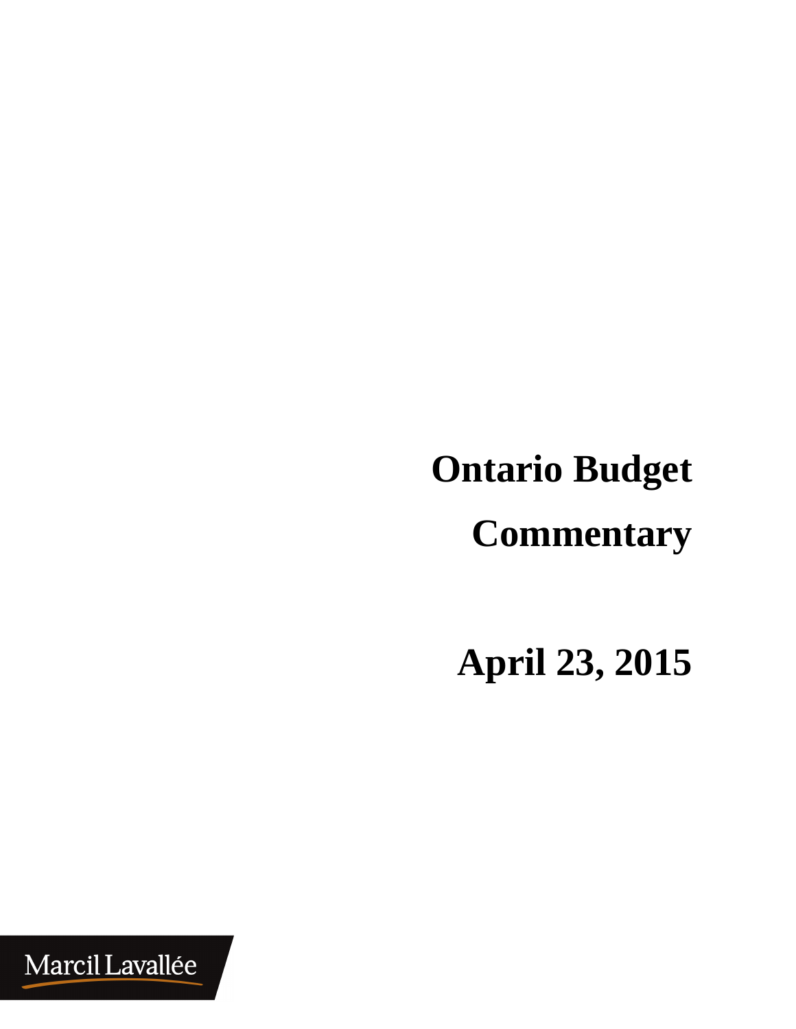# Ontario Budget Commentary

## April 23, 2015

Marcil Lavallée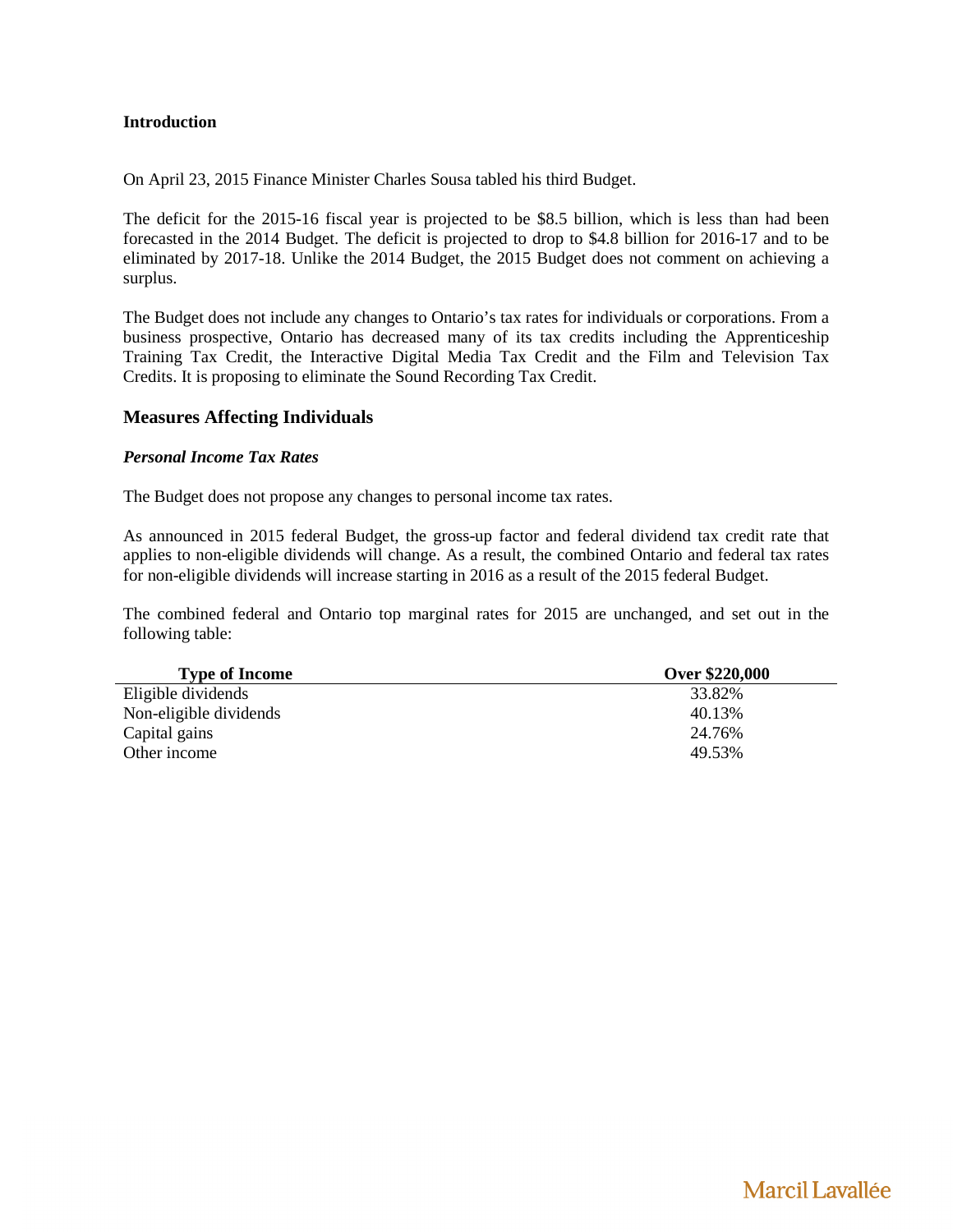**Introduction**

On April 23, 2015 Finance Minister Charles Sousa tabled his third Budget.

The deficit for the 2015-16 fiscal year is projected to be $8.5 billion, which is less than had been forecasted in the 2014 Budget. The deficit is projected to drop to $4.8 billion for 2016-17 and to be eliminated by 2017-18. Unlike the 2014 Budget, the 2015 Budget does not comment on achieving a surplus.

The Budget does not include any changes to Ontario's tax rates for individuals or corporations. From a business prospective, Ontario has decreased many of its tax credits including the Apprenticeship Training Tax Credit, the Interactive Digital Media Tax Credit and the Film and Television Tax Credits. It is proposing to eliminate the Sound Recording Tax Credit.

## Measures Affecting Individuals

### *Personal Income Tax Rates*

The Budget does not propose any changes to personal income tax rates.

As announced in 2015 federal Budget, the gross-up factor and federal dividend tax credit rate that applies to non-eligible dividends will change. As a result, the combined Ontario and federal tax rates for non-eligible dividends will increase starting in 2016 as a result of the 2015 federal Budget.

The combined federal and Ontario top marginal rates for 2015 are unchanged, and set out in the following table:

| Type of Income | Over $220,000 |
|---|---|
| Eligible dividends | 33.82% |
| Non-eligible dividends | 40.13% |
| Capital gains | 24.76% |
| Other income | 49.53% |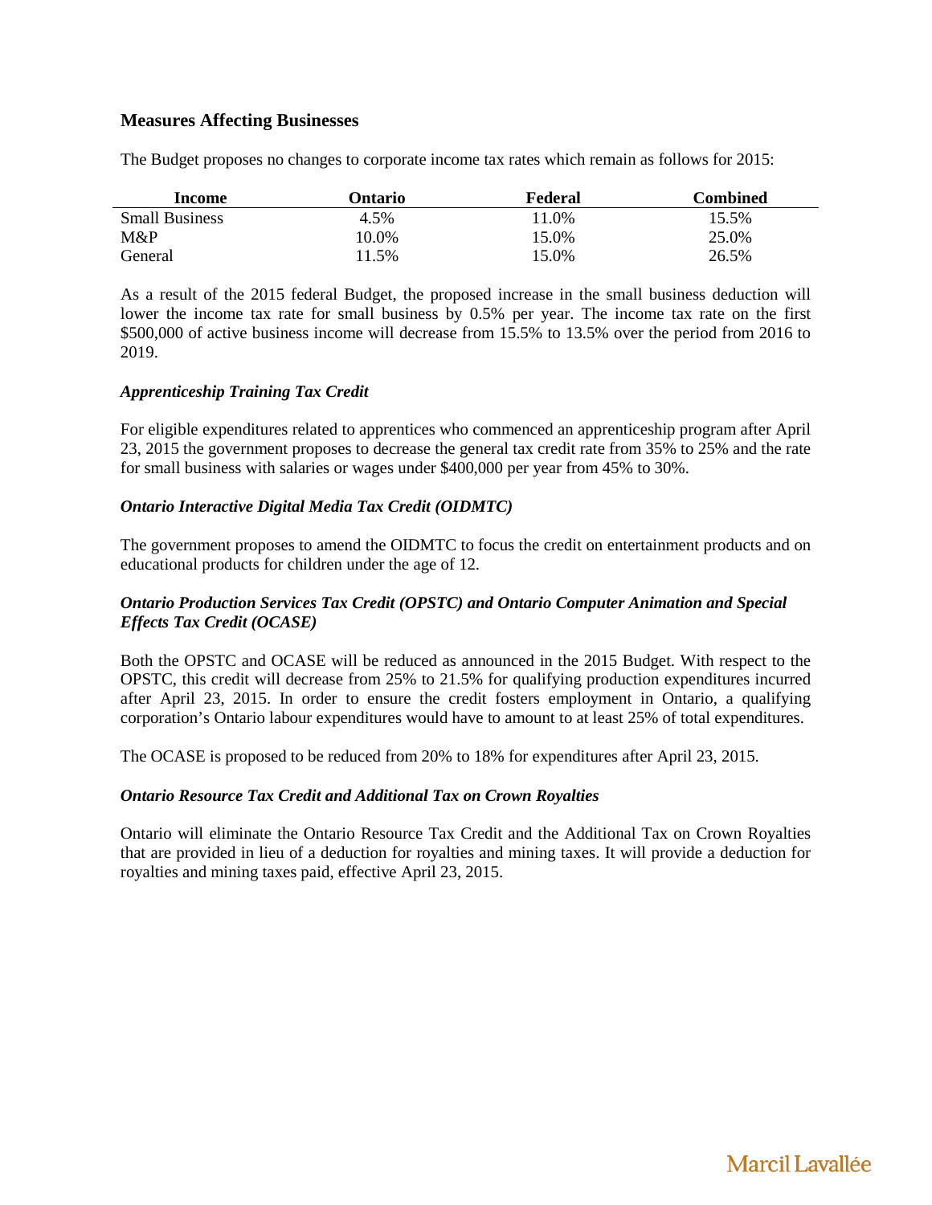## Measures Affecting Businesses

The Budget proposes no changes to corporate income tax rates which remain as follows for 2015:

| Income | Ontario | Federal | Combined |
|---|---|---|---|
| Small Business | 4.5% | 11.0% | 15.5% |
| M&P | 10.0% | 15.0% | 25.0% |
| General | 11.5% | 15.0% | 26.5% |

As a result of the 2015 federal Budget, the proposed increase in the small business deduction will lower the income tax rate for small business by 0.5% per year. The income tax rate on the first $500,000 of active business income will decrease from 15.5% to 13.5% over the period from 2016 to 2019.

### *Apprenticeship Training Tax Credit*

For eligible expenditures related to apprentices who commenced an apprenticeship program after April 23, 2015 the government proposes to decrease the general tax credit rate from 35% to 25% and the rate for small business with salaries or wages under $400,000 per year from 45% to 30%.

### *Ontario Interactive Digital Media Tax Credit (OIDMTC)*

The government proposes to amend the OIDMTC to focus the credit on entertainment products and on educational products for children under the age of 12.

### *Ontario Production Services Tax Credit (OPSTC) and Ontario Computer Animation and Special Effects Tax Credit (OCASE)*

Both the OPSTC and OCASE will be reduced as announced in the 2015 Budget. With respect to the OPSTC, this credit will decrease from 25% to 21.5% for qualifying production expenditures incurred after April 23, 2015. In order to ensure the credit fosters employment in Ontario, a qualifying corporation's Ontario labour expenditures would have to amount to at least 25% of total expenditures.

The OCASE is proposed to be reduced from 20% to 18% for expenditures after April 23, 2015.

### *Ontario Resource Tax Credit and Additional Tax on Crown Royalties*

Ontario will eliminate the Ontario Resource Tax Credit and the Additional Tax on Crown Royalties that are provided in lieu of a deduction for royalties and mining taxes. It will provide a deduction for royalties and mining taxes paid, effective April 23, 2015.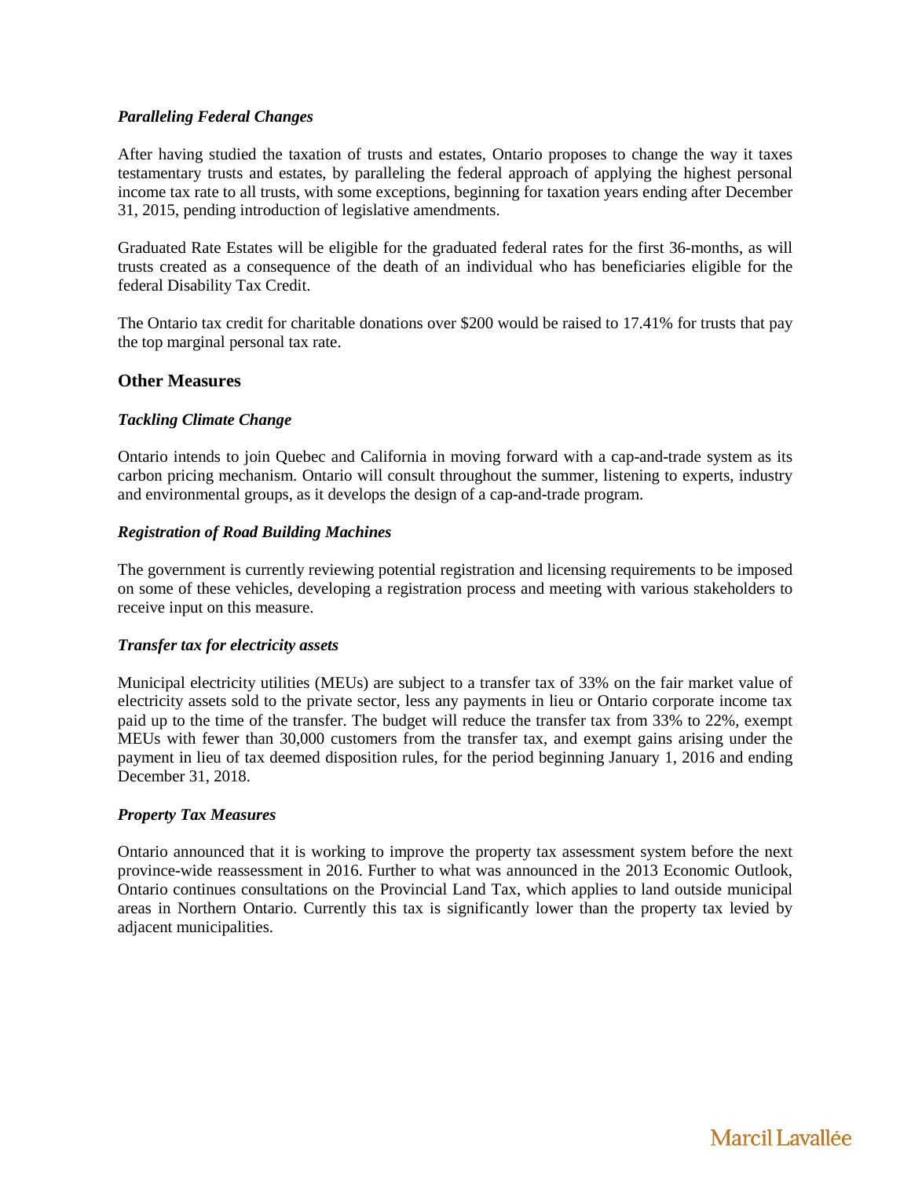### *Paralleling Federal Changes*

After having studied the taxation of trusts and estates, Ontario proposes to change the way it taxes testamentary trusts and estates, by paralleling the federal approach of applying the highest personal income tax rate to all trusts, with some exceptions, beginning for taxation years ending after December 31, 2015, pending introduction of legislative amendments.

Graduated Rate Estates will be eligible for the graduated federal rates for the first 36-months, as will trusts created as a consequence of the death of an individual who has beneficiaries eligible for the federal Disability Tax Credit.

The Ontario tax credit for charitable donations over $200 would be raised to 17.41% for trusts that pay the top marginal personal tax rate.

## Other Measures

### *Tackling Climate Change*

Ontario intends to join Quebec and California in moving forward with a cap-and-trade system as its carbon pricing mechanism. Ontario will consult throughout the summer, listening to experts, industry and environmental groups, as it develops the design of a cap-and-trade program.

### *Registration of Road Building Machines*

The government is currently reviewing potential registration and licensing requirements to be imposed on some of these vehicles, developing a registration process and meeting with various stakeholders to receive input on this measure.

### *Transfer tax for electricity assets*

Municipal electricity utilities (MEUs) are subject to a transfer tax of 33% on the fair market value of electricity assets sold to the private sector, less any payments in lieu or Ontario corporate income tax paid up to the time of the transfer. The budget will reduce the transfer tax from 33% to 22%, exempt MEUs with fewer than 30,000 customers from the transfer tax, and exempt gains arising under the payment in lieu of tax deemed disposition rules, for the period beginning January 1, 2016 and ending December 31, 2018.

### *Property Tax Measures*

Ontario announced that it is working to improve the property tax assessment system before the next province-wide reassessment in 2016. Further to what was announced in the 2013 Economic Outlook, Ontario continues consultations on the Provincial Land Tax, which applies to land outside municipal areas in Northern Ontario. Currently this tax is significantly lower than the property tax levied by adjacent municipalities.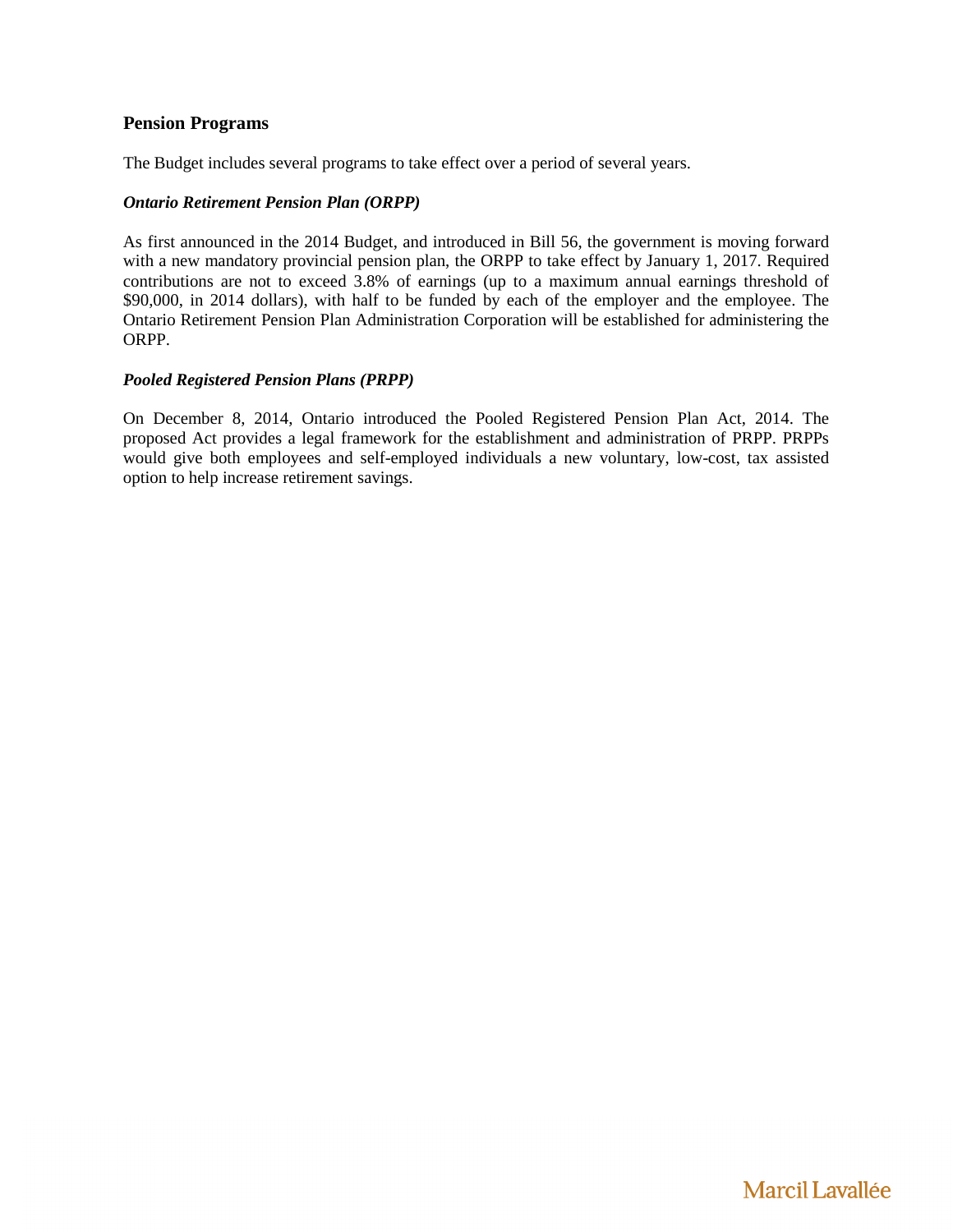## Pension Programs

The Budget includes several programs to take effect over a period of several years.

### *Ontario Retirement Pension Plan (ORPP)*

As first announced in the 2014 Budget, and introduced in Bill 56, the government is moving forward with a new mandatory provincial pension plan, the ORPP to take effect by January 1, 2017. Required contributions are not to exceed 3.8% of earnings (up to a maximum annual earnings threshold of $90,000, in 2014 dollars), with half to be funded by each of the employer and the employee. The Ontario Retirement Pension Plan Administration Corporation will be established for administering the ORPP.

### *Pooled Registered Pension Plans (PRPP)*

On December 8, 2014, Ontario introduced the Pooled Registered Pension Plan Act, 2014. The proposed Act provides a legal framework for the establishment and administration of PRPP. PRPPs would give both employees and self-employed individuals a new voluntary, low-cost, tax assisted option to help increase retirement savings.